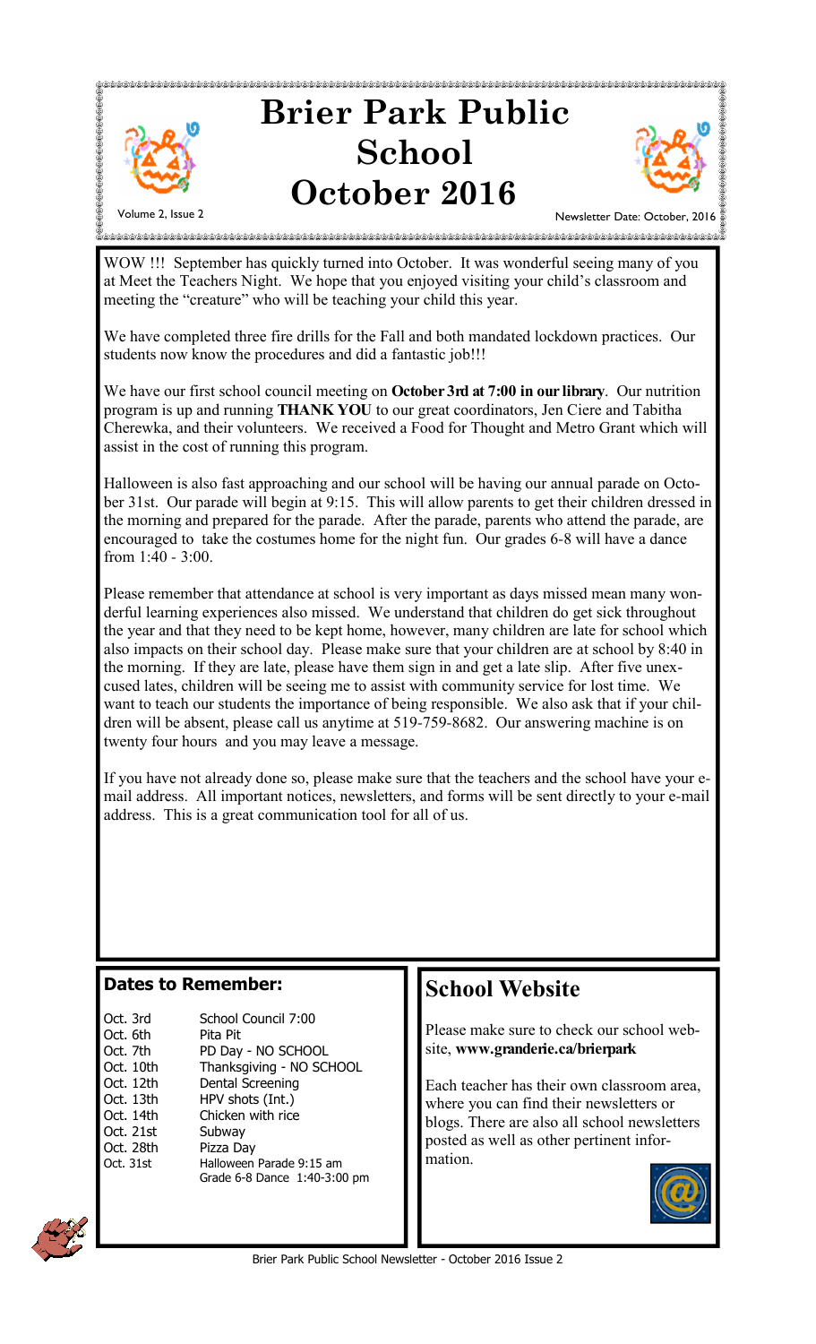# Brier Park Public School October 2016

Volume 2, Issue 2

Newsletter Date: October, 2016

WOW !!! September has quickly turned into October. It was wonderful seeing many of you at Meet the Teachers Night. We hope that you enjoyed visiting your child's classroom and meeting the "creature" who will be teaching your child this year.

We have completed three fire drills for the Fall and both mandated lockdown practices. Our students now know the procedures and did a fantastic job!!!

We have our first school council meeting on **October 3rd at 7:00 in our library**. Our nutrition program is up and running **THANK YOU** to our great coordinators, Jen Ciere and Tabitha Cherewka, and their volunteers. We received a Food for Thought and Metro Grant which will assist in the cost of running this program.

Halloween is also fast approaching and our school will be having our annual parade on October 31st. Our parade will begin at 9:15. This will allow parents to get their children dressed in the morning and prepared for the parade. After the parade, parents who attend the parade, are encouraged to take the costumes home for the night fun. Our grades 6-8 will have a dance from 1:40 - 3:00.

Please remember that attendance at school is very important as days missed mean many wonderful learning experiences also missed. We understand that children do get sick throughout the year and that they need to be kept home, however, many children are late for school which also impacts on their school day. Please make sure that your children are at school by 8:40 in the morning. If they are late, please have them sign in and get a late slip. After five unexcused lates, children will be seeing me to assist with community service for lost time. We want to teach our students the importance of being responsible. We also ask that if your children will be absent, please call us anytime at 519-759-8682. Our answering machine is on twenty four hours and you may leave a message.

If you have not already done so, please make sure that the teachers and the school have your e-mail address. All important notices, newsletters, and forms will be sent directly to your e-mail address. This is a great communication tool for all of us.

## Dates to Remember:

| | |
|---|---|
| Oct. 3rd | School Council 7:00 |
| Oct. 6th | Pita Pit |
| Oct. 7th | PD Day - NO SCHOOL |
| Oct. 10th | Thanksgiving - NO SCHOOL |
| Oct. 12th | Dental Screening |
| Oct. 13th | HPV shots (Int.) |
| Oct. 14th | Chicken with rice |
| Oct. 21st | Subway |
| Oct. 28th | Pizza Day |
| Oct. 31st | Halloween Parade 9:15 am<br>Grade 6-8 Dance 1:40-3:00 pm |

## School Website

Please make sure to check our school website, **www.granderie.ca/brierpark**

Each teacher has their own classroom area, where you can find their newsletters or blogs. There are also all school newsletters posted as well as other pertinent information.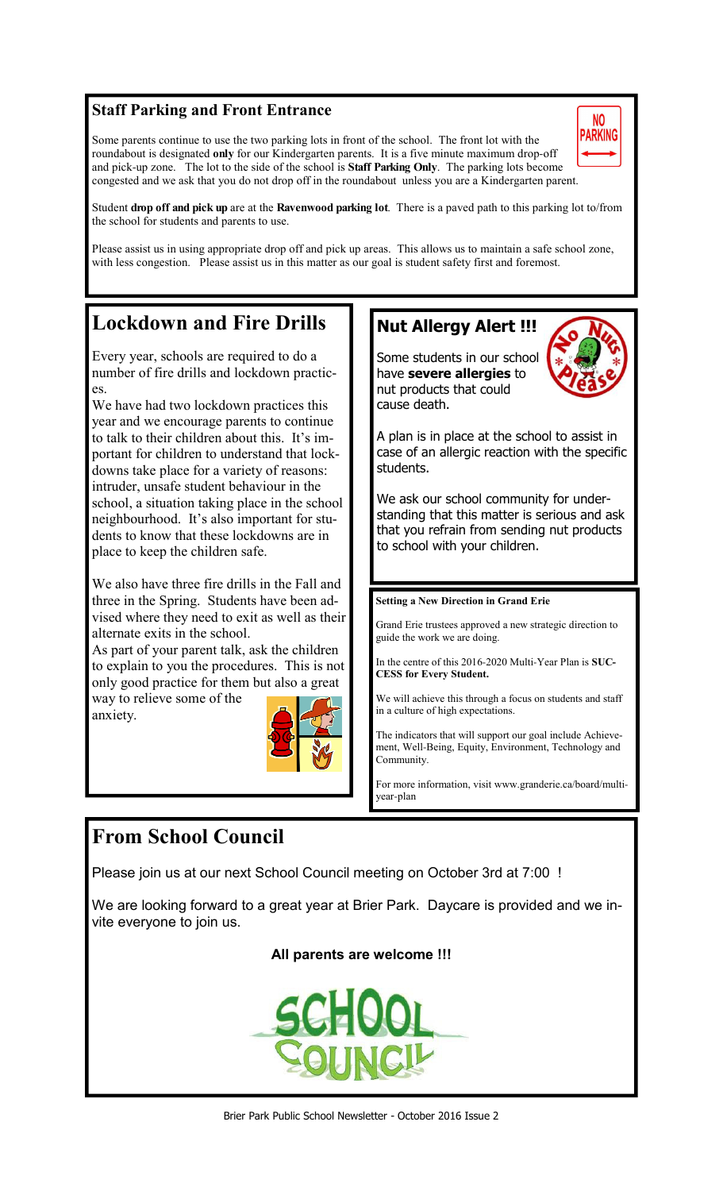## Staff Parking and Front Entrance

Some parents continue to use the two parking lots in front of the school. The front lot with the roundabout is designated **only** for our Kindergarten parents. It is a five minute maximum drop-off and pick-up zone. The lot to the side of the school is **Staff Parking Only**. The parking lots become congested and we ask that you do not drop off in the roundabout unless you are a Kindergarten parent.

Student **drop off and pick up** are at the **Ravenwood parking lot**. There is a paved path to this parking lot to/from the school for students and parents to use.

Please assist us in using appropriate drop off and pick up areas. This allows us to maintain a safe school zone, with less congestion. Please assist us in this matter as our goal is student safety first and foremost.

# Lockdown and Fire Drills

Every year, schools are required to do a number of fire drills and lockdown practices.

We have had two lockdown practices this year and we encourage parents to continue to talk to their children about this. It's important for children to understand that lockdowns take place for a variety of reasons: intruder, unsafe student behaviour in the school, a situation taking place in the school neighbourhood. It's also important for students to know that these lockdowns are in place to keep the children safe.

We also have three fire drills in the Fall and three in the Spring. Students have been advised where they need to exit as well as their alternate exits in the school.

As part of your parent talk, ask the children to explain to you the procedures. This is not only good practice for them but also a great way to relieve some of the anxiety.

## Nut Allergy Alert !!!

Some students in our school have **severe allergies** to nut products that could cause death.

A plan is in place at the school to assist in case of an allergic reaction with the specific students.

We ask our school community for understanding that this matter is serious and ask that you refrain from sending nut products to school with your children.

**Setting a New Direction in Grand Erie**

Grand Erie trustees approved a new strategic direction to guide the work we are doing.

In the centre of this 2016-2020 Multi-Year Plan is **SUCCESS for Every Student.**

We will achieve this through a focus on students and staff in a culture of high expectations.

The indicators that will support our goal include Achievement, Well-Being, Equity, Environment, Technology and Community.

For more information, visit www.granderie.ca/board/multi-year-plan

# From School Council

Please join us at our next School Council meeting on October 3rd at 7:00 !

We are looking forward to a great year at Brier Park. Daycare is provided and we invite everyone to join us.

**All parents are welcome !!!**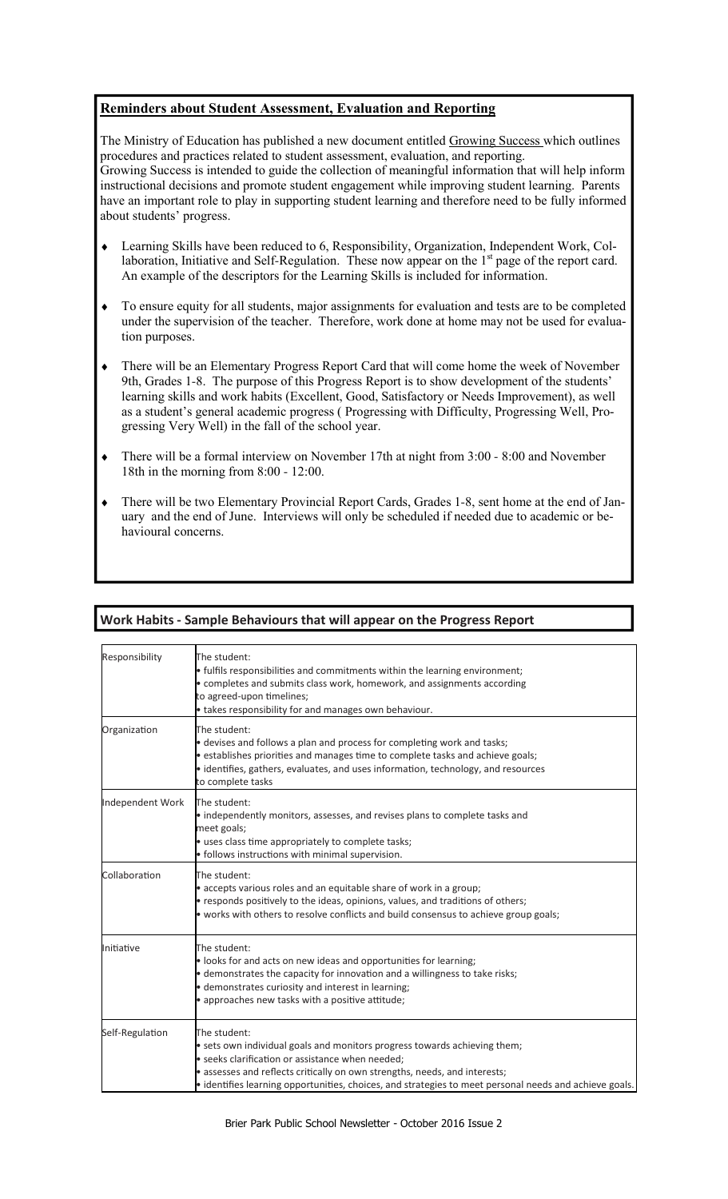## Reminders about Student Assessment, Evaluation and Reporting

The Ministry of Education has published a new document entitled Growing Success which outlines procedures and practices related to student assessment, evaluation, and reporting. Growing Success is intended to guide the collection of meaningful information that will help inform instructional decisions and promote student engagement while improving student learning. Parents have an important role to play in supporting student learning and therefore need to be fully informed about students' progress.

- Learning Skills have been reduced to 6, Responsibility, Organization, Independent Work, Collaboration, Initiative and Self-Regulation. These now appear on the 1st page of the report card. An example of the descriptors for the Learning Skills is included for information.
- To ensure equity for all students, major assignments for evaluation and tests are to be completed under the supervision of the teacher. Therefore, work done at home may not be used for evaluation purposes.
- There will be an Elementary Progress Report Card that will come home the week of November 9th, Grades 1-8. The purpose of this Progress Report is to show development of the students' learning skills and work habits (Excellent, Good, Satisfactory or Needs Improvement), as well as a student's general academic progress ( Progressing with Difficulty, Progressing Well, Progressing Very Well) in the fall of the school year.
- There will be a formal interview on November 17th at night from 3:00 - 8:00 and November 18th in the morning from 8:00 - 12:00.
- There will be two Elementary Provincial Report Cards, Grades 1-8, sent home at the end of January and the end of June. Interviews will only be scheduled if needed due to academic or behavioural concerns.

## Work Habits - Sample Behaviours that will appear on the Progress Report

| | |
|---|---|
| Responsibility | The student:<br>• fulfils responsibilities and commitments within the learning environment;<br>• completes and submits class work, homework, and assignments according to agreed-upon timelines;<br>• takes responsibility for and manages own behaviour. |
| Organization | The student:<br>• devises and follows a plan and process for completing work and tasks;<br>• establishes priorities and manages time to complete tasks and achieve goals;<br>• identifies, gathers, evaluates, and uses information, technology, and resources to complete tasks |
| Independent Work | The student:<br>• independently monitors, assesses, and revises plans to complete tasks and meet goals;<br>• uses class time appropriately to complete tasks;<br>• follows instructions with minimal supervision. |
| Collaboration | The student:<br>• accepts various roles and an equitable share of work in a group;<br>• responds positively to the ideas, opinions, values, and traditions of others;<br>• works with others to resolve conflicts and build consensus to achieve group goals; |
| Initiative | The student:<br>• looks for and acts on new ideas and opportunities for learning;<br>• demonstrates the capacity for innovation and a willingness to take risks;<br>• demonstrates curiosity and interest in learning;<br>• approaches new tasks with a positive attitude; |
| Self-Regulation | The student:<br>• sets own individual goals and monitors progress towards achieving them;<br>• seeks clarification or assistance when needed;<br>• assesses and reflects critically on own strengths, needs, and interests;<br>• identifies learning opportunities, choices, and strategies to meet personal needs and achieve goals. |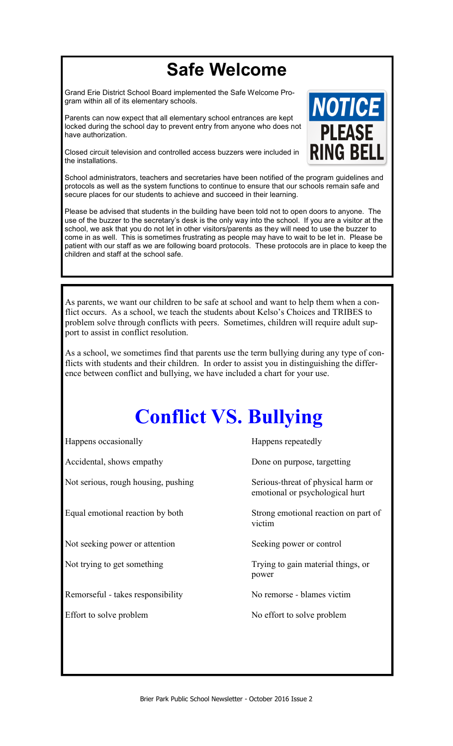# Safe Welcome

Grand Erie District School Board implemented the Safe Welcome Program within all of its elementary schools.

Parents can now expect that all elementary school entrances are kept locked during the school day to prevent entry from anyone who does not have authorization.

Closed circuit television and controlled access buzzers were included in the installations.

NOTICE
PLEASE RING BELL

School administrators, teachers and secretaries have been notified of the program guidelines and protocols as well as the system functions to continue to ensure that our schools remain safe and secure places for our students to achieve and succeed in their learning.

Please be advised that students in the building have been told not to open doors to anyone. The use of the buzzer to the secretary's desk is the only way into the school. If you are a visitor at the school, we ask that you do not let in other visitors/parents as they will need to use the buzzer to come in as well. This is sometimes frustrating as people may have to wait to be let in. Please be patient with our staff as we are following board protocols. These protocols are in place to keep the children and staff at the school safe.

As parents, we want our children to be safe at school and want to help them when a conflict occurs. As a school, we teach the students about Kelso's Choices and TRIBES to problem solve through conflicts with peers. Sometimes, children will require adult support to assist in conflict resolution.

As a school, we sometimes find that parents use the term bullying during any type of conflicts with students and their children. In order to assist you in distinguishing the difference between conflict and bullying, we have included a chart for your use.

# Conflict VS. Bullying

| | |
|---|---|
| Happens occasionally | Happens repeatedly |
| Accidental, shows empathy | Done on purpose, targetting |
| Not serious, rough housing, pushing | Serious-threat of physical harm or emotional or psychological hurt |
| Equal emotional reaction by both | Strong emotional reaction on part of victim |
| Not seeking power or attention | Seeking power or control |
| Not trying to get something | Trying to gain material things, or power |
| Remorseful - takes responsibility | No remorse - blames victim |
| Effort to solve problem | No effort to solve problem |

Brier Park Public School Newsletter - October 2016 Issue 2